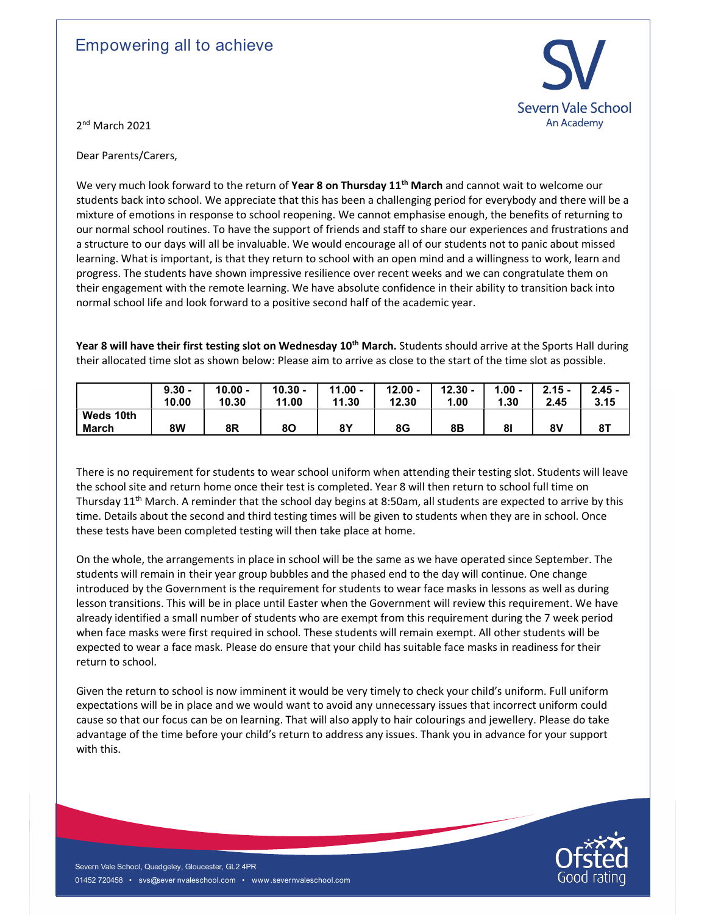Empowering all to achieve

Severn Vale School
An Academy

2nd March 2021

Dear Parents/Carers,

We very much look forward to the return of **Year 8 on Thursday 11th March** and cannot wait to welcome our students back into school. We appreciate that this has been a challenging period for everybody and there will be a mixture of emotions in response to school reopening. We cannot emphasise enough, the benefits of returning to our normal school routines. To have the support of friends and staff to share our experiences and frustrations and a structure to our days will all be invaluable. We would encourage all of our students not to panic about missed learning. What is important, is that they return to school with an open mind and a willingness to work, learn and progress. The students have shown impressive resilience over recent weeks and we can congratulate them on their engagement with the remote learning. We have absolute confidence in their ability to transition back into normal school life and look forward to a positive second half of the academic year.

**Year 8 will have their first testing slot on Wednesday 10th March.** Students should arrive at the Sports Hall during their allocated time slot as shown below: Please aim to arrive as close to the start of the time slot as possible.

| | 9.30 - 10.00 | 10.00 - 10.30 | 10.30 - 11.00 | 11.00 - 11.30 | 12.00 - 12.30 | 12.30 - 1.00 | 1.00 - 1.30 | 2.15 - 2.45 | 2.45 - 3.15 |
|---|---|---|---|---|---|---|---|---|---|
| Weds 10th March | 8W | 8R | 8O | 8Y | 8G | 8B | 8I | 8V | 8T |

There is no requirement for students to wear school uniform when attending their testing slot. Students will leave the school site and return home once their test is completed. Year 8 will then return to school full time on Thursday 11th March. A reminder that the school day begins at 8:50am, all students are expected to arrive by this time. Details about the second and third testing times will be given to students when they are in school. Once these tests have been completed testing will then take place at home.

On the whole, the arrangements in place in school will be the same as we have operated since September. The students will remain in their year group bubbles and the phased end to the day will continue. One change introduced by the Government is the requirement for students to wear face masks in lessons as well as during lesson transitions. This will be in place until Easter when the Government will review this requirement. We have already identified a small number of students who are exempt from this requirement during the 7 week period when face masks were first required in school. These students will remain exempt. All other students will be expected to wear a face mask. Please do ensure that your child has suitable face masks in readiness for their return to school.

Given the return to school is now imminent it would be very timely to check your child's uniform. Full uniform expectations will be in place and we would want to avoid any unnecessary issues that incorrect uniform could cause so that our focus can be on learning. That will also apply to hair colourings and jewellery. Please do take advantage of the time before your child's return to address any issues. Thank you in advance for your support with this.

Severn Vale School, Quedgeley, Gloucester, GL2 4PR
01452 720458 • svs@severnvaleschool.com • www.severnvaleschool.com

Ofsted Good rating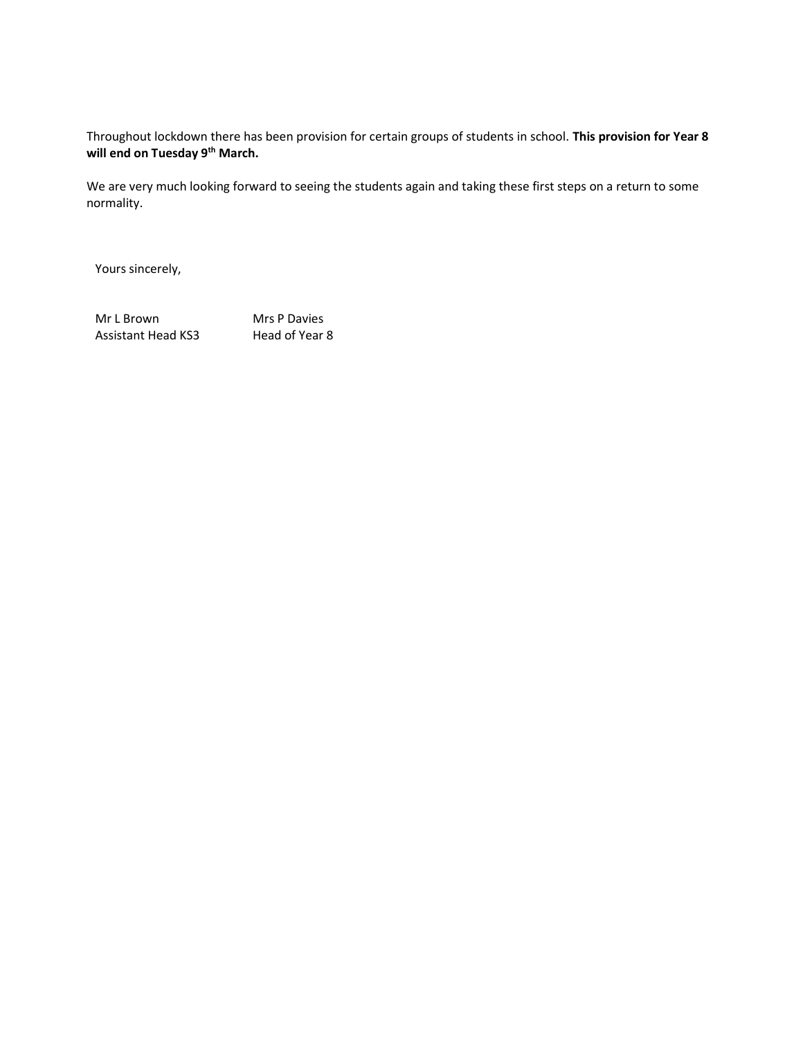Throughout lockdown there has been provision for certain groups of students in school. **This provision for Year 8 will end on Tuesday 9th March.**

We are very much looking forward to seeing the students again and taking these first steps on a return to some normality.

Yours sincerely,

| | |
|---|---|
| Mr L Brown | Mrs P Davies |
| Assistant Head KS3 | Head of Year 8 |